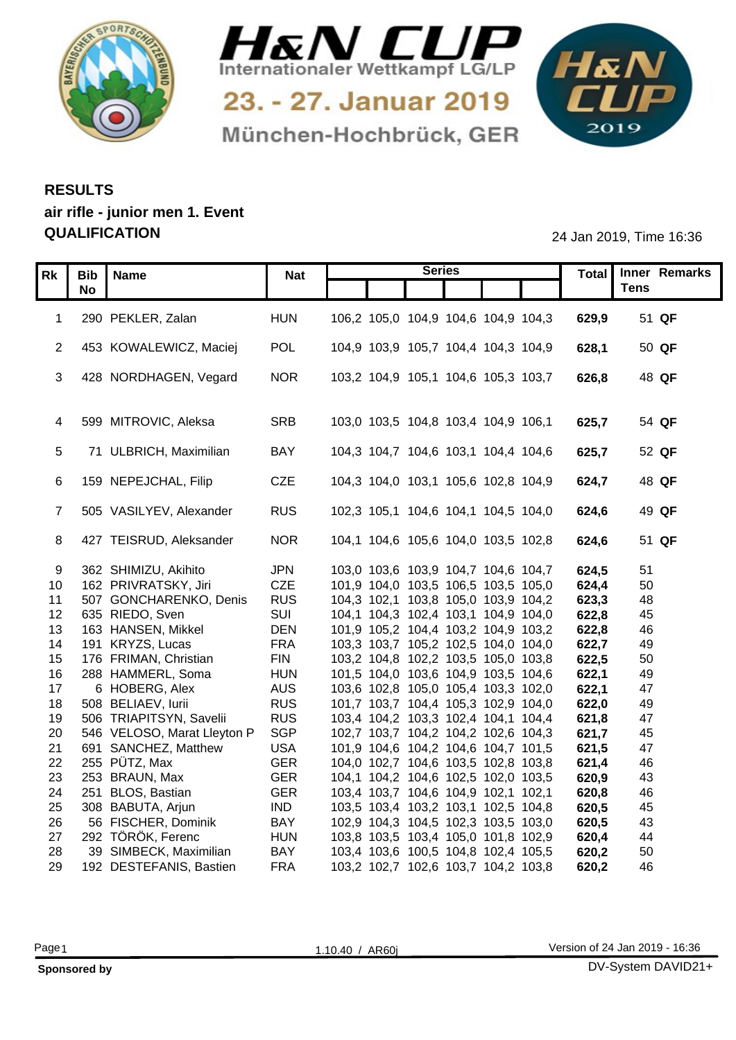# H&N CUP

Internationaler Wettkampf LG/LP

23. - 27. Januar 2019

München-Hochbrück, GER

## RESULTS

### air rifle - junior men 1. Event

### QUALIFICATION

24 Jan 2019, Time 16:36

| Rk | Bib No | Name | Nat | Series | | | | | | Total | Inner Tens | Remarks |
|---|---|---|---|---|---|---|---|---|---|---|---|---|
| 1 | 290 | PEKLER, Zalan | HUN | 106,2 | 105,0 | 104,9 | 104,6 | 104,9 | 104,3 | **629,9** | 51 | **QF** |
| 2 | 453 | KOWALEWICZ, Maciej | POL | 104,9 | 103,9 | 105,7 | 104,4 | 104,3 | 104,9 | **628,1** | 50 | **QF** |
| 3 | 428 | NORDHAGEN, Vegard | NOR | 103,2 | 104,9 | 105,1 | 104,6 | 105,3 | 103,7 | **626,8** | 48 | **QF** |
| 4 | 599 | MITROVIC, Aleksa | SRB | 103,0 | 103,5 | 104,8 | 103,4 | 104,9 | 106,1 | **625,7** | 54 | **QF** |
| 5 | 71 | ULBRICH, Maximilian | BAY | 104,3 | 104,7 | 104,6 | 103,1 | 104,4 | 104,6 | **625,7** | 52 | **QF** |
| 6 | 159 | NEPEJCHAL, Filip | CZE | 104,3 | 104,0 | 103,1 | 105,6 | 102,8 | 104,9 | **624,7** | 48 | **QF** |
| 7 | 505 | VASILYEV, Alexander | RUS | 102,3 | 105,1 | 104,6 | 104,1 | 104,5 | 104,0 | **624,6** | 49 | **QF** |
| 8 | 427 | TEISRUD, Aleksander | NOR | 104,1 | 104,6 | 105,6 | 104,0 | 103,5 | 102,8 | **624,6** | 51 | **QF** |
| 9 | 362 | SHIMIZU, Akihito | JPN | 103,0 | 103,6 | 103,9 | 104,7 | 104,6 | 104,7 | **624,5** | 51 | |
| 10 | 162 | PRIVRATSKY, Jiri | CZE | 101,9 | 104,0 | 103,5 | 106,5 | 103,5 | 105,0 | **624,4** | 50 | |
| 11 | 507 | GONCHARENKO, Denis | RUS | 104,3 | 102,1 | 103,8 | 105,0 | 103,9 | 104,2 | **623,3** | 48 | |
| 12 | 635 | RIEDO, Sven | SUI | 104,1 | 104,3 | 102,4 | 103,1 | 104,9 | 104,0 | **622,8** | 45 | |
| 13 | 163 | HANSEN, Mikkel | DEN | 101,9 | 105,2 | 104,4 | 103,2 | 104,9 | 103,2 | **622,8** | 46 | |
| 14 | 191 | KRYZS, Lucas | FRA | 103,3 | 103,7 | 105,2 | 102,5 | 104,0 | 104,0 | **622,7** | 49 | |
| 15 | 176 | FRIMAN, Christian | FIN | 103,2 | 104,8 | 102,2 | 103,5 | 105,0 | 103,8 | **622,5** | 50 | |
| 16 | 288 | HAMMERL, Soma | HUN | 101,5 | 104,0 | 103,6 | 104,9 | 103,5 | 104,6 | **622,1** | 49 | |
| 17 | 6 | HOBERG, Alex | AUS | 103,6 | 102,8 | 105,0 | 105,4 | 103,3 | 102,0 | **622,1** | 47 | |
| 18 | 508 | BELIAEV, Iurii | RUS | 101,7 | 103,7 | 104,4 | 105,3 | 102,9 | 104,0 | **622,0** | 49 | |
| 19 | 506 | TRIAPITSYN, Savelii | RUS | 103,4 | 104,2 | 103,3 | 102,4 | 104,1 | 104,4 | **621,8** | 47 | |
| 20 | 546 | VELOSO, Marat Lleyton P | SGP | 102,7 | 103,7 | 104,2 | 104,2 | 102,6 | 104,3 | **621,7** | 45 | |
| 21 | 691 | SANCHEZ, Matthew | USA | 101,9 | 104,6 | 104,2 | 104,6 | 104,7 | 101,5 | **621,5** | 47 | |
| 22 | 255 | PÜTZ, Max | GER | 104,0 | 102,7 | 104,6 | 103,5 | 102,8 | 103,8 | **621,4** | 46 | |
| 23 | 253 | BRAUN, Max | GER | 104,1 | 104,2 | 104,6 | 102,5 | 102,0 | 103,5 | **620,9** | 43 | |
| 24 | 251 | BLOS, Bastian | GER | 103,4 | 103,7 | 104,6 | 104,9 | 102,1 | 102,1 | **620,8** | 46 | |
| 25 | 308 | BABUTA, Arjun | IND | 103,5 | 103,4 | 103,2 | 103,1 | 102,5 | 104,8 | **620,5** | 45 | |
| 26 | 56 | FISCHER, Dominik | BAY | 102,9 | 104,3 | 104,5 | 102,3 | 103,5 | 103,0 | **620,5** | 43 | |
| 27 | 292 | TÖRÖK, Ferenc | HUN | 103,8 | 103,5 | 103,4 | 105,0 | 101,8 | 102,9 | **620,4** | 44 | |
| 28 | 39 | SIMBECK, Maximilian | BAY | 103,4 | 103,6 | 100,5 | 104,8 | 102,4 | 105,5 | **620,2** | 50 | |
| 29 | 192 | DESTEFANIS, Bastien | FRA | 103,2 | 102,7 | 102,6 | 103,7 | 104,2 | 103,8 | **620,2** | 46 | |

1.10.40 / AR60j

Version of 24 Jan 2019 - 16:36

**Sponsored by**

DV-System DAVID21+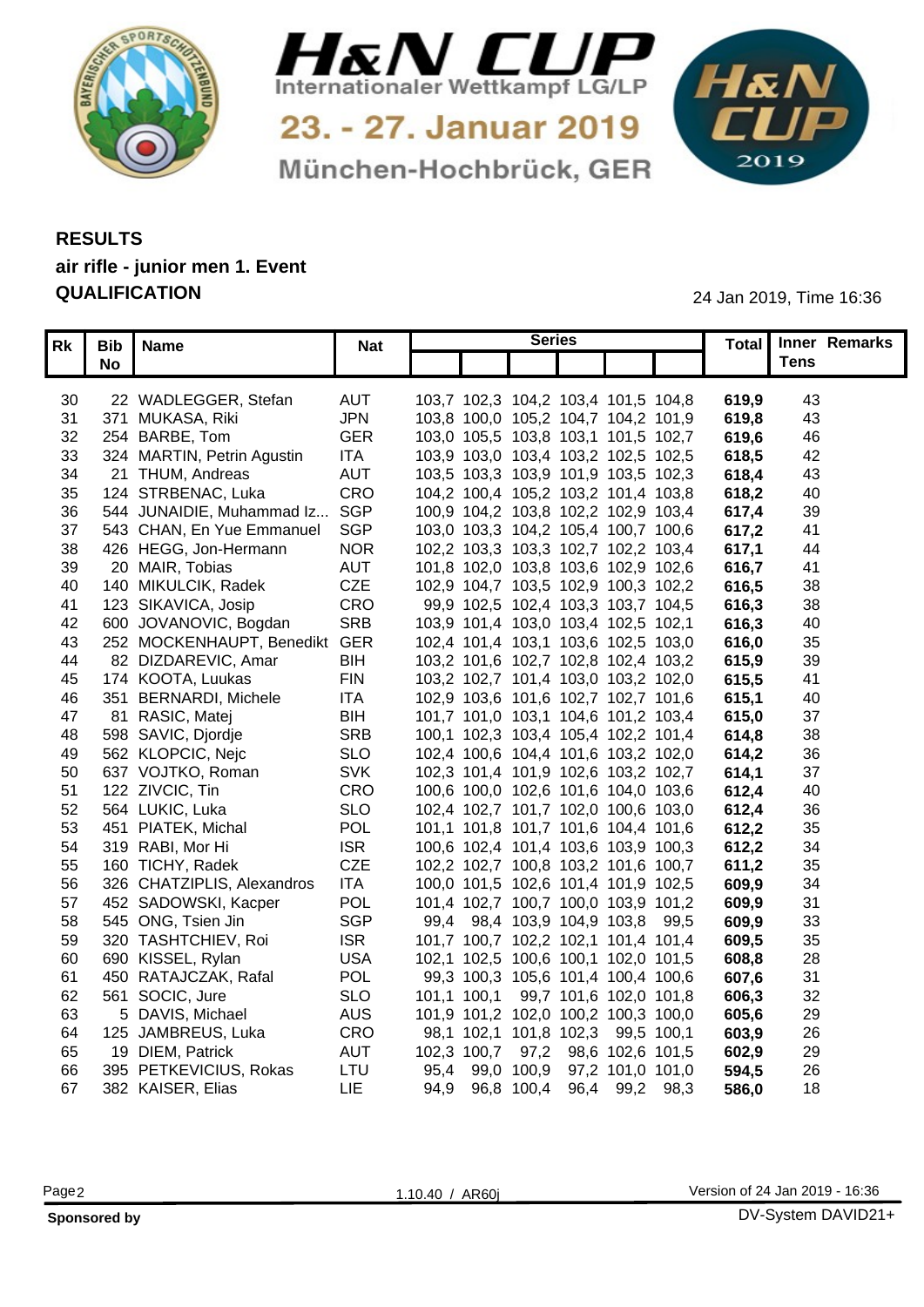# H&N CUP

Internationaler Wettkampf LG/LP

23. - 27. Januar 2019

München-Hochbrück, GER

## RESULTS
## air rifle - junior men 1. Event
## QUALIFICATION

24 Jan 2019, Time 16:36

| Rk | Bib No | Name | Nat | Series | | | | | | Total | Inner Tens | Remarks |
|---|---|---|---|---|---|---|---|---|---|---|---|---|
| 30 | 22 | WADLEGGER, Stefan | AUT | 103,7 | 102,3 | 104,2 | 103,4 | 101,5 | 104,8 | **619,9** | 43 | |
| 31 | 371 | MUKASA, Riki | JPN | 103,8 | 100,0 | 105,2 | 104,7 | 104,2 | 101,9 | **619,8** | 43 | |
| 32 | 254 | BARBE, Tom | GER | 103,0 | 105,5 | 103,8 | 103,1 | 101,5 | 102,7 | **619,6** | 46 | |
| 33 | 324 | MARTIN, Petrin Agustin | ITA | 103,9 | 103,0 | 103,4 | 103,2 | 102,5 | 102,5 | **618,5** | 42 | |
| 34 | 21 | THUM, Andreas | AUT | 103,5 | 103,3 | 103,9 | 101,9 | 103,5 | 102,3 | **618,4** | 43 | |
| 35 | 124 | STRBENAC, Luka | CRO | 104,2 | 100,4 | 105,2 | 103,2 | 101,4 | 103,8 | **618,2** | 40 | |
| 36 | 544 | JUNAIDIE, Muhammad Iz... | SGP | 100,9 | 104,2 | 103,8 | 102,2 | 102,9 | 103,4 | **617,4** | 39 | |
| 37 | 543 | CHAN, En Yue Emmanuel | SGP | 103,0 | 103,3 | 104,2 | 105,4 | 100,7 | 100,6 | **617,2** | 41 | |
| 38 | 426 | HEGG, Jon-Hermann | NOR | 102,2 | 103,3 | 103,3 | 102,7 | 102,2 | 103,4 | **617,1** | 44 | |
| 39 | 20 | MAIR, Tobias | AUT | 101,8 | 102,0 | 103,8 | 103,6 | 102,9 | 102,6 | **616,7** | 41 | |
| 40 | 140 | MIKULCIK, Radek | CZE | 102,9 | 104,7 | 103,5 | 102,9 | 100,3 | 102,2 | **616,5** | 38 | |
| 41 | 123 | SIKAVICA, Josip | CRO | 99,9 | 102,5 | 102,4 | 103,3 | 103,7 | 104,5 | **616,3** | 38 | |
| 42 | 600 | JOVANOVIC, Bogdan | SRB | 103,9 | 101,4 | 103,0 | 103,4 | 102,5 | 102,1 | **616,3** | 40 | |
| 43 | 252 | MOCKENHAUPT, Benedikt | GER | 102,4 | 101,4 | 103,1 | 103,6 | 102,5 | 103,0 | **616,0** | 35 | |
| 44 | 82 | DIZDAREVIC, Amar | BIH | 103,2 | 101,6 | 102,7 | 102,8 | 102,4 | 103,2 | **615,9** | 39 | |
| 45 | 174 | KOOTA, Luukas | FIN | 103,2 | 102,7 | 101,4 | 103,0 | 103,2 | 102,0 | **615,5** | 41 | |
| 46 | 351 | BERNARDI, Michele | ITA | 102,9 | 103,6 | 101,6 | 102,7 | 102,7 | 101,6 | **615,1** | 40 | |
| 47 | 81 | RASIC, Matej | BIH | 101,7 | 101,0 | 103,1 | 104,6 | 101,2 | 103,4 | **615,0** | 37 | |
| 48 | 598 | SAVIC, Djordje | SRB | 100,1 | 102,3 | 103,4 | 105,4 | 102,2 | 101,4 | **614,8** | 38 | |
| 49 | 562 | KLOPCIC, Nejc | SLO | 102,4 | 100,6 | 104,4 | 101,6 | 103,2 | 102,0 | **614,2** | 36 | |
| 50 | 637 | VOJTKO, Roman | SVK | 102,3 | 101,4 | 101,9 | 102,6 | 103,2 | 102,7 | **614,1** | 37 | |
| 51 | 122 | ZIVCIC, Tin | CRO | 100,6 | 100,0 | 102,6 | 101,6 | 104,0 | 103,6 | **612,4** | 40 | |
| 52 | 564 | LUKIC, Luka | SLO | 102,4 | 102,7 | 101,7 | 102,0 | 100,6 | 103,0 | **612,4** | 36 | |
| 53 | 451 | PIATEK, Michal | POL | 101,1 | 101,8 | 101,7 | 101,6 | 104,4 | 101,6 | **612,2** | 35 | |
| 54 | 319 | RABI, Mor Hi | ISR | 100,6 | 102,4 | 101,4 | 103,6 | 103,9 | 100,3 | **612,2** | 34 | |
| 55 | 160 | TICHY, Radek | CZE | 102,2 | 102,7 | 100,8 | 103,2 | 101,6 | 100,7 | **611,2** | 35 | |
| 56 | 326 | CHATZIPLIS, Alexandros | ITA | 100,0 | 101,5 | 102,6 | 101,4 | 101,9 | 102,5 | **609,9** | 34 | |
| 57 | 452 | SADOWSKI, Kacper | POL | 101,4 | 102,7 | 100,7 | 100,0 | 103,9 | 101,2 | **609,9** | 31 | |
| 58 | 545 | ONG, Tsien Jin | SGP | 99,4 | 98,4 | 103,9 | 104,9 | 103,8 | 99,5 | **609,9** | 33 | |
| 59 | 320 | TASHTCHIEV, Roi | ISR | 101,7 | 100,7 | 102,2 | 102,1 | 101,4 | 101,4 | **609,5** | 35 | |
| 60 | 690 | KISSEL, Rylan | USA | 102,1 | 102,5 | 100,6 | 100,1 | 102,0 | 101,5 | **608,8** | 28 | |
| 61 | 450 | RATAJCZAK, Rafal | POL | 99,3 | 100,3 | 105,6 | 101,4 | 100,4 | 100,6 | **607,6** | 31 | |
| 62 | 561 | SOCIC, Jure | SLO | 101,1 | 100,1 | 99,7 | 101,6 | 102,0 | 101,8 | **606,3** | 32 | |
| 63 | 5 | DAVIS, Michael | AUS | 101,9 | 101,2 | 102,0 | 100,2 | 100,3 | 100,0 | **605,6** | 29 | |
| 64 | 125 | JAMBREUS, Luka | CRO | 98,1 | 102,1 | 101,8 | 102,3 | 99,5 | 100,1 | **603,9** | 26 | |
| 65 | 19 | DIEM, Patrick | AUT | 102,3 | 100,7 | 97,2 | 98,6 | 102,6 | 101,5 | **602,9** | 29 | |
| 66 | 395 | PETKEVICIUS, Rokas | LTU | 95,4 | 99,0 | 100,9 | 97,2 | 101,0 | 101,0 | **594,5** | 26 | |
| 67 | 382 | KAISER, Elias | LIE | 94,9 | 96,8 | 100,4 | 96,4 | 99,2 | 98,3 | **586,0** | 18 | |

1.10.40 / AR60j

Version of 24 Jan 2019 - 16:36

**Sponsored by**

DV-System DAVID21+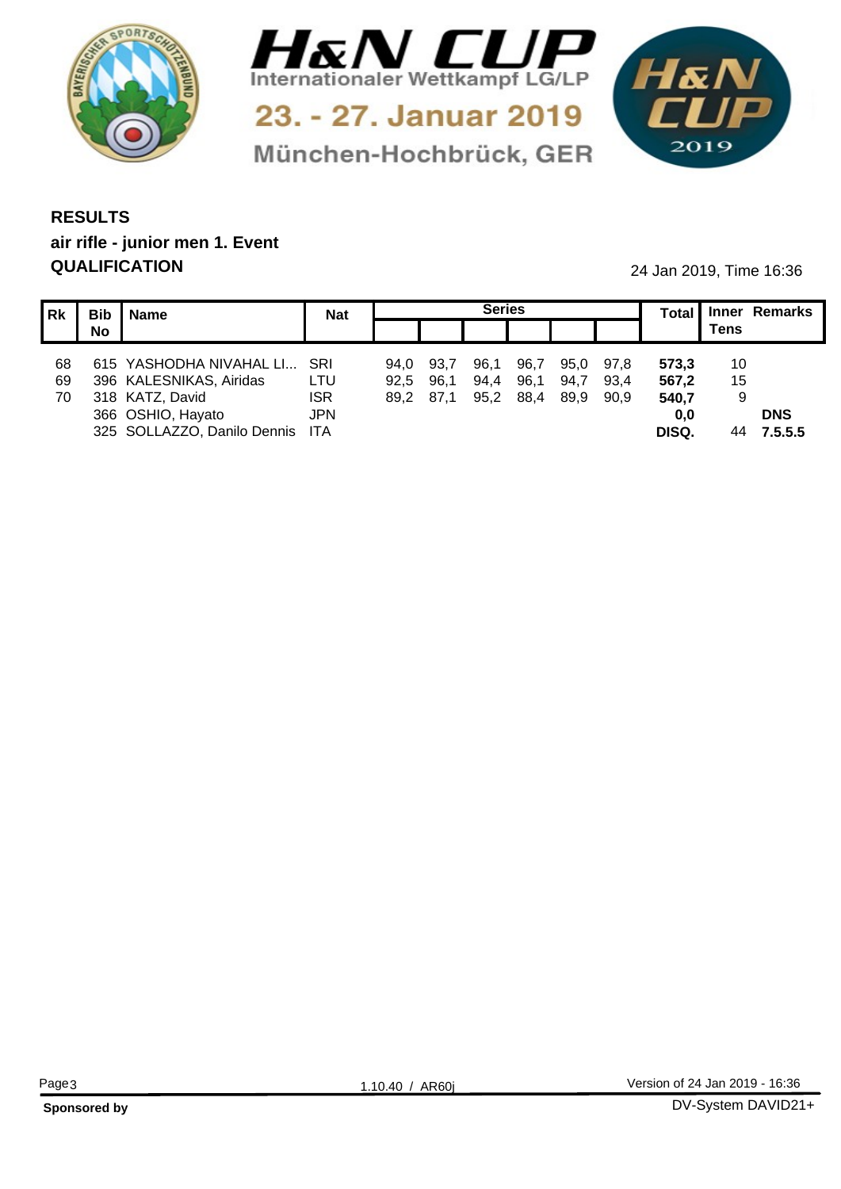H&N CUP
Internationaler Wettkampf LG/LP
23. - 27. Januar 2019
München-Hochbrück, GER

**RESULTS**
**air rifle - junior men 1. Event**
**QUALIFICATION**

24 Jan 2019, Time 16:36

| Rk | Bib No | Name | Nat | Series | | | | | | Total | Inner Tens | Remarks |
|---|---|---|---|---|---|---|---|---|---|---|---|---|
| 68 | 615 | YASHODHA NIVAHAL LI... | SRI | 94,0 | 93,7 | 96,1 | 96,7 | 95,0 | 97,8 | **573,3** | 10 | |
| 69 | 396 | KALESNIKAS, Airidas | LTU | 92,5 | 96,1 | 94,4 | 96,1 | 94,7 | 93,4 | **567,2** | 15 | |
| 70 | 318 | KATZ, David | ISR | 89,2 | 87,1 | 95,2 | 88,4 | 89,9 | 90,9 | **540,7** | 9 | |
| | 366 | OSHIO, Hayato | JPN | | | | | | | **0,0** | | **DNS** |
| | 325 | SOLLAZZO, Danilo Dennis | ITA | | | | | | | **DISQ.** | 44 | **7.5.5.5** |

1.10.40 / AR60j

Version of 24 Jan 2019 - 16:36

**Sponsored by**

DV-System DAVID21+